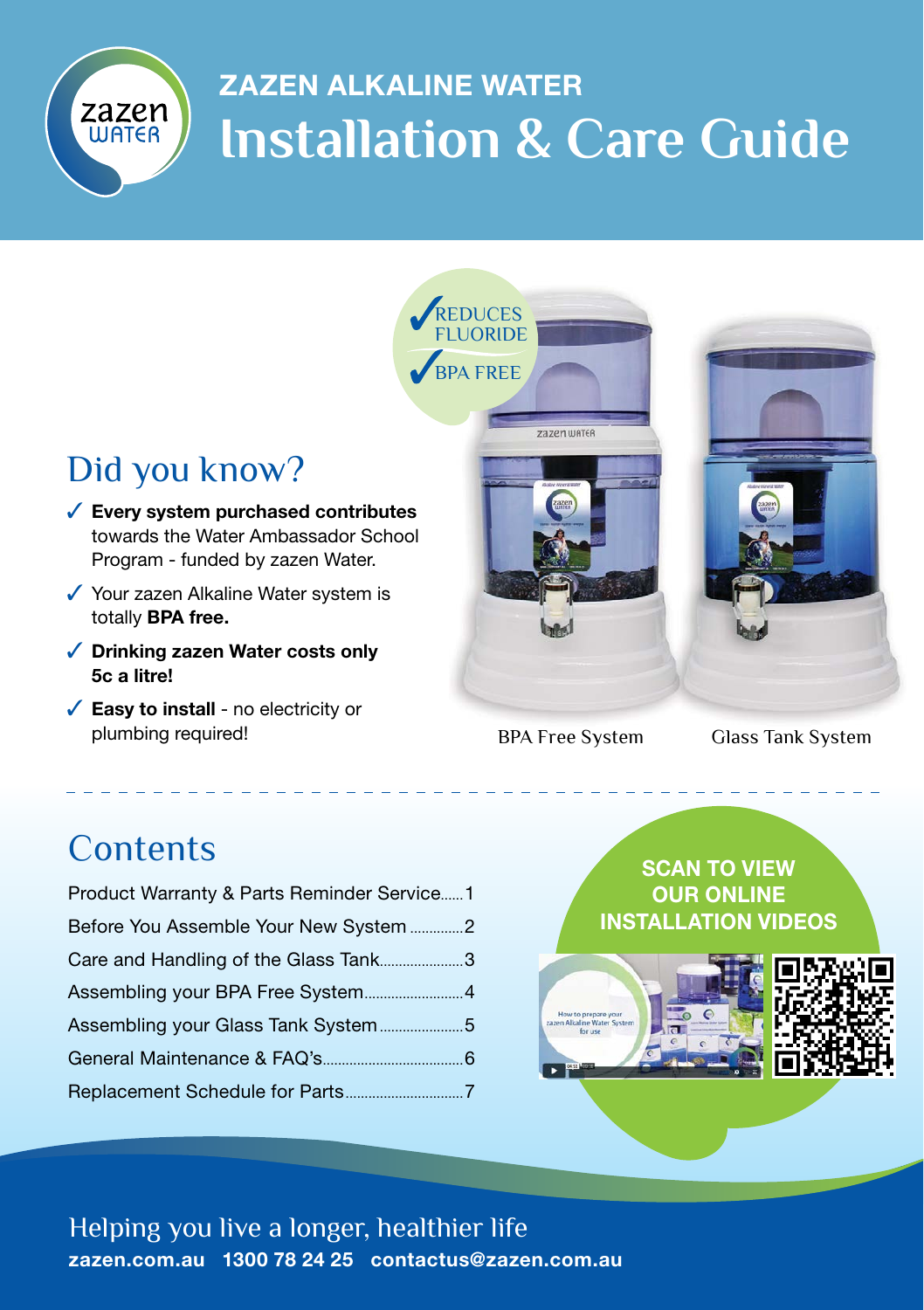# ZAZEN ALKALINE WATER

# Installation & Care Guide

✓ REDUCES FLUORIDE

✓ BPA FREE

## Did you know?

- ✓ **Every system purchased contributes** towards the Water Ambassador School Program - funded by zazen Water.
- ✓ Your zazen Alkaline Water system is totally **BPA free.**
- ✓ **Drinking zazen Water costs only 5c a litre!**
- ✓ **Easy to install** - no electricity or plumbing required!

BPA Free System

Glass Tank System

## Contents

| | |
|---|---|
| Product Warranty & Parts Reminder Service | 1 |
| Before You Assemble Your New System | 2 |
| Care and Handling of the Glass Tank | 3 |
| Assembling your BPA Free System | 4 |
| Assembling your Glass Tank System | 5 |
| General Maintenance & FAQ's | 6 |
| Replacement Schedule for Parts | 7 |

**SCAN TO VIEW OUR ONLINE INSTALLATION VIDEOS**

Helping you live a longer, healthier life

**zazen.com.au 1300 78 24 25 contactus@zazen.com.au**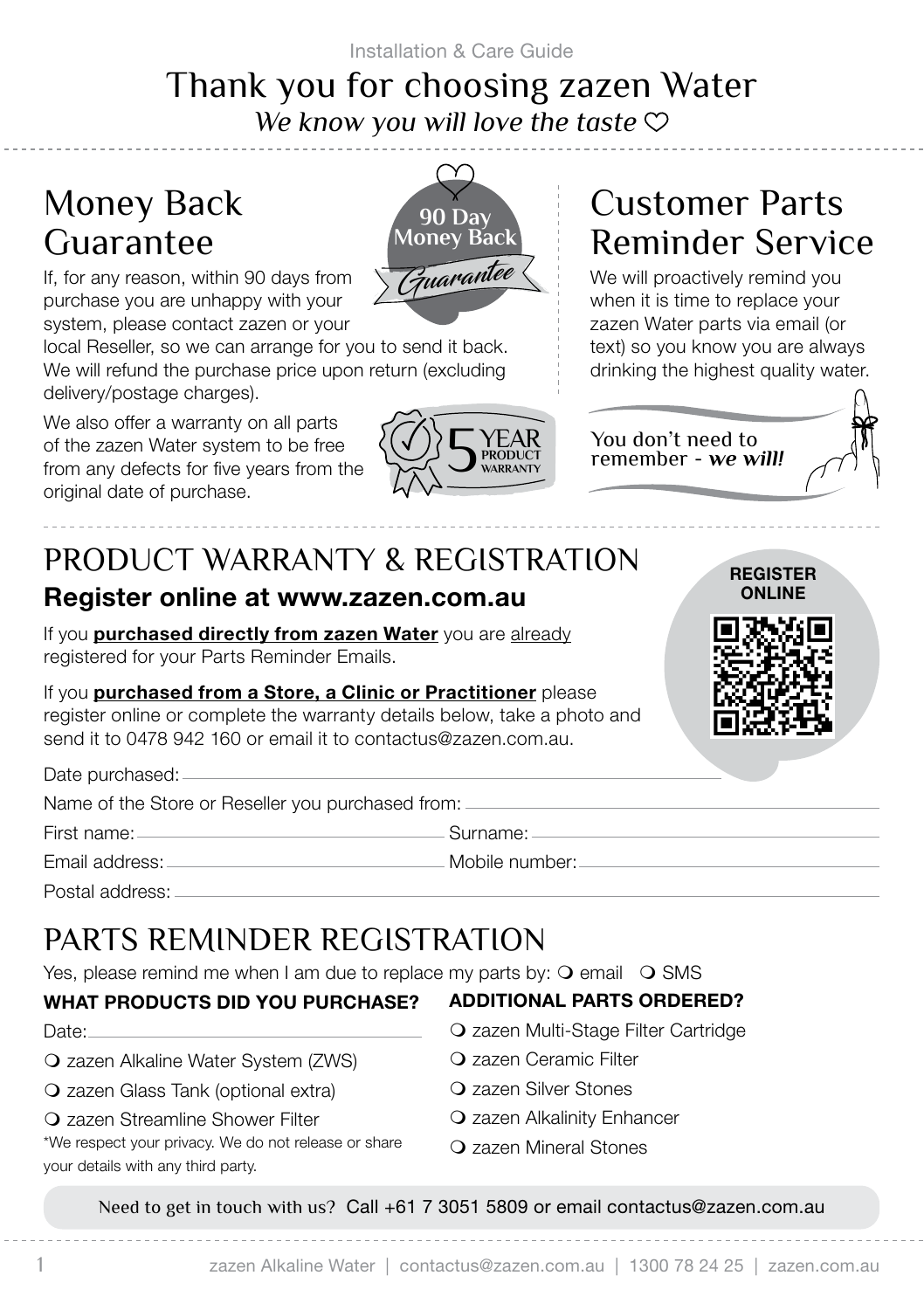Installation & Care Guide

# Thank you for choosing zazen Water

*We know you will love the taste ♡*

## Money Back Guarantee

90 Day Money Back *Guarantee*

If, for any reason, within 90 days from purchase you are unhappy with your system, please contact zazen or your local Reseller, so we can arrange for you to send it back. We will refund the purchase price upon return (excluding delivery/postage charges).

We also offer a warranty on all parts of the zazen Water system to be free from any defects for five years from the original date of purchase.

5 YEAR PRODUCT WARRANTY

## Customer Parts Reminder Service

We will proactively remind you when it is time to replace your zazen Water parts via email (or text) so you know you are always drinking the highest quality water.

You don't need to remember - ***we will!***

## PRODUCT WARRANTY & REGISTRATION

### Register online at www.zazen.com.au

REGISTER ONLINE

If you **purchased directly from zazen Water** you are already registered for your Parts Reminder Emails.

If you **purchased from a Store, a Clinic or Practitioner** please register online or complete the warranty details below, take a photo and send it to 0478 942 160 or email it to contactus@zazen.com.au.

Date purchased: ______________________

Name of the Store or Reseller you purchased from: ______________________

First name: ______________________ Surname: ______________________

Email address: ______________________ Mobile number: ______________________

Postal address: ______________________

## PARTS REMINDER REGISTRATION

Yes, please remind me when I am due to replace my parts by: ❍ email ❍ SMS

**WHAT PRODUCTS DID YOU PURCHASE?**

Date: ______________________

- ❍ zazen Alkaline Water System (ZWS)
- ❍ zazen Glass Tank (optional extra)
- ❍ zazen Streamline Shower Filter

*We respect your privacy. We do not release or share your details with any third party.

**ADDITIONAL PARTS ORDERED?**

- ❍ zazen Multi-Stage Filter Cartridge
- ❍ zazen Ceramic Filter
- ❍ zazen Silver Stones
- ❍ zazen Alkalinity Enhancer
- ❍ zazen Mineral Stones

Need to get in touch with us? Call +61 7 3051 5809 or email contactus@zazen.com.au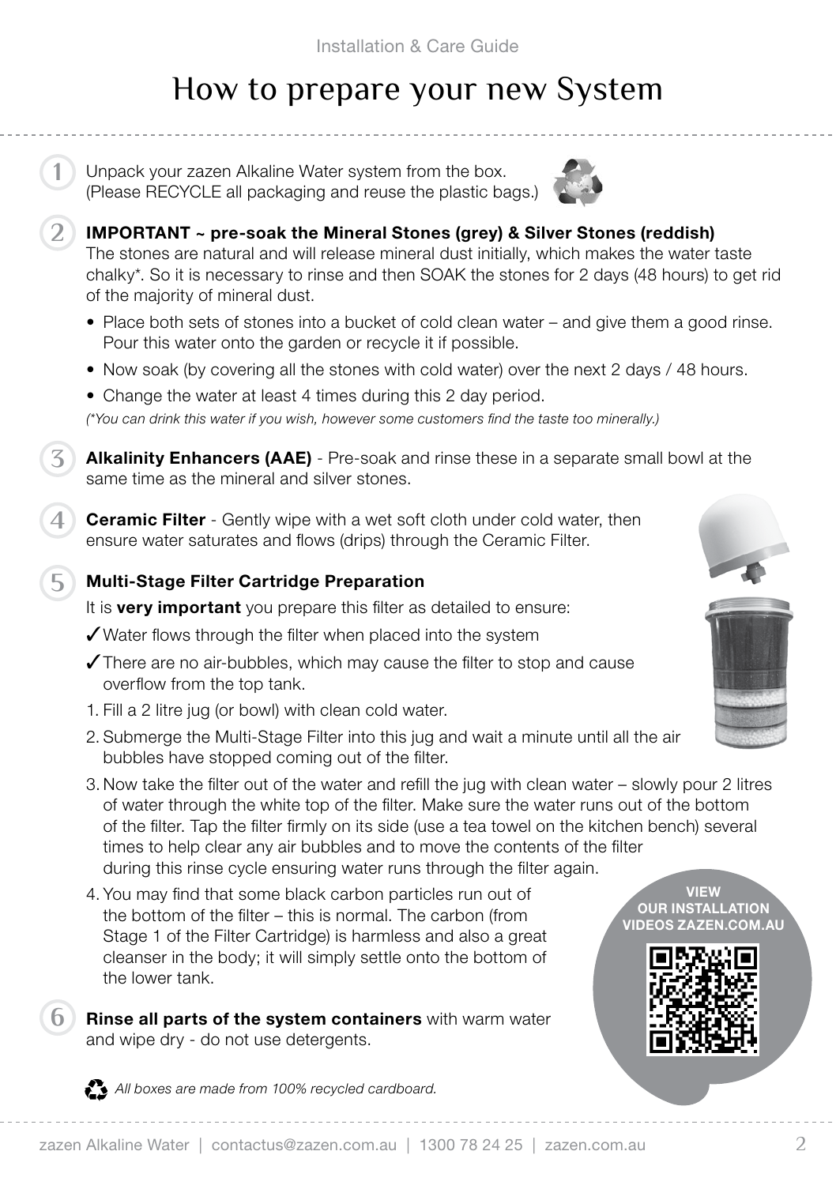# How to prepare your new System

1. Unpack your zazen Alkaline Water system from the box. (Please RECYCLE all packaging and reuse the plastic bags.)

2. **IMPORTANT ~ pre-soak the Mineral Stones (grey) & Silver Stones (reddish)**
   The stones are natural and will release mineral dust initially, which makes the water taste chalky*. So it is necessary to rinse and then SOAK the stones for 2 days (48 hours) to get rid of the majority of mineral dust.
   - Place both sets of stones into a bucket of cold clean water – and give them a good rinse. Pour this water onto the garden or recycle it if possible.
   - Now soak (by covering all the stones with cold water) over the next 2 days / 48 hours.
   - Change the water at least 4 times during this 2 day period.

   *(*You can drink this water if you wish, however some customers find the taste too minerally.)*

3. **Alkalinity Enhancers (AAE)** - Pre-soak and rinse these in a separate small bowl at the same time as the mineral and silver stones.

4. **Ceramic Filter** - Gently wipe with a wet soft cloth under cold water, then ensure water saturates and flows (drips) through the Ceramic Filter.

5. **Multi-Stage Filter Cartridge Preparation**
   It is **very important** you prepare this filter as detailed to ensure:
   ✓ Water flows through the filter when placed into the system
   ✓ There are no air-bubbles, which may cause the filter to stop and cause overflow from the top tank.
   1. Fill a 2 litre jug (or bowl) with clean cold water.
   2. Submerge the Multi-Stage Filter into this jug and wait a minute until all the air bubbles have stopped coming out of the filter.
   3. Now take the filter out of the water and refill the jug with clean water – slowly pour 2 litres of water through the white top of the filter. Make sure the water runs out of the bottom of the filter. Tap the filter firmly on its side (use a tea towel on the kitchen bench) several times to help clear any air bubbles and to move the contents of the filter during this rinse cycle ensuring water runs through the filter again.
   4. You may find that some black carbon particles run out of the bottom of the filter – this is normal. The carbon (from Stage 1 of the Filter Cartridge) is harmless and also a great cleanser in the body; it will simply settle onto the bottom of the lower tank.

6. **Rinse all parts of the system containers** with warm water and wipe dry - do not use detergents.

**VIEW OUR INSTALLATION VIDEOS ZAZEN.COM.AU**

*All boxes are made from 100% recycled cardboard.*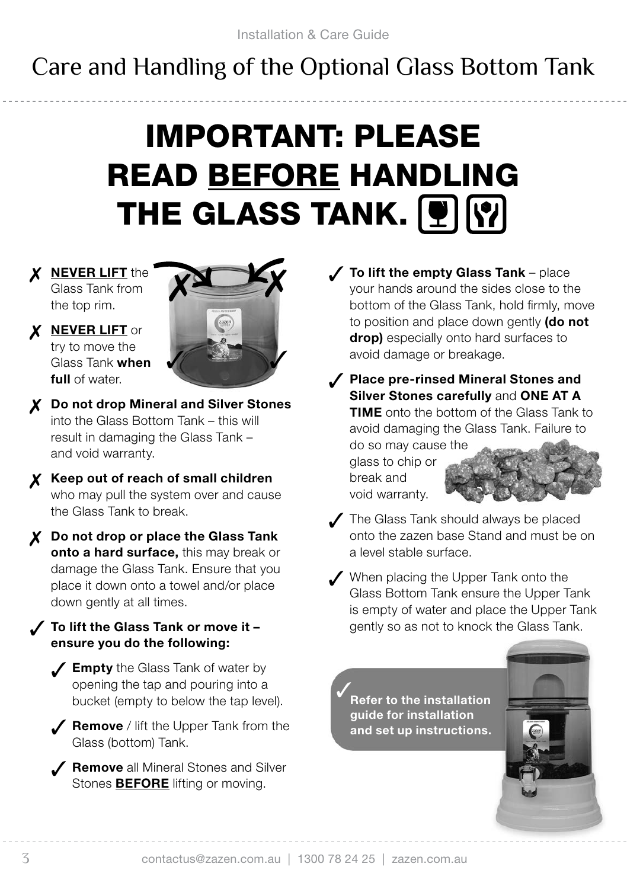# Care and Handling of the Optional Glass Bottom Tank

## IMPORTANT: PLEASE READ BEFORE HANDLING THE GLASS TANK.

✗ **NEVER LIFT** the Glass Tank from the top rim.

✗ **NEVER LIFT** or try to move the Glass Tank **when full** of water.

✗ **Do not drop Mineral and Silver Stones** into the Glass Bottom Tank – this will result in damaging the Glass Tank – and void warranty.

✗ **Keep out of reach of small children** who may pull the system over and cause the Glass Tank to break.

✗ **Do not drop or place the Glass Tank onto a hard surface,** this may break or damage the Glass Tank. Ensure that you place it down onto a towel and/or place down gently at all times.

✓ **To lift the Glass Tank or move it – ensure you do the following:**

- ✓ **Empty** the Glass Tank of water by opening the tap and pouring into a bucket (empty to below the tap level).
- ✓ **Remove** / lift the Upper Tank from the Glass (bottom) Tank.
- ✓ **Remove** all Mineral Stones and Silver Stones **BEFORE** lifting or moving.

✓ **To lift the empty Glass Tank** – place your hands around the sides close to the bottom of the Glass Tank, hold firmly, move to position and place down gently **(do not drop)** especially onto hard surfaces to avoid damage or breakage.

✓ **Place pre-rinsed Mineral Stones and Silver Stones carefully** and **ONE AT A TIME** onto the bottom of the Glass Tank to avoid damaging the Glass Tank. Failure to do so may cause the glass to chip or break and void warranty.

✓ The Glass Tank should always be placed onto the zazen base Stand and must be on a level stable surface.

✓ When placing the Upper Tank onto the Glass Bottom Tank ensure the Upper Tank is empty of water and place the Upper Tank gently so as not to knock the Glass Tank.

✓ **Refer to the installation guide for installation and set up instructions.**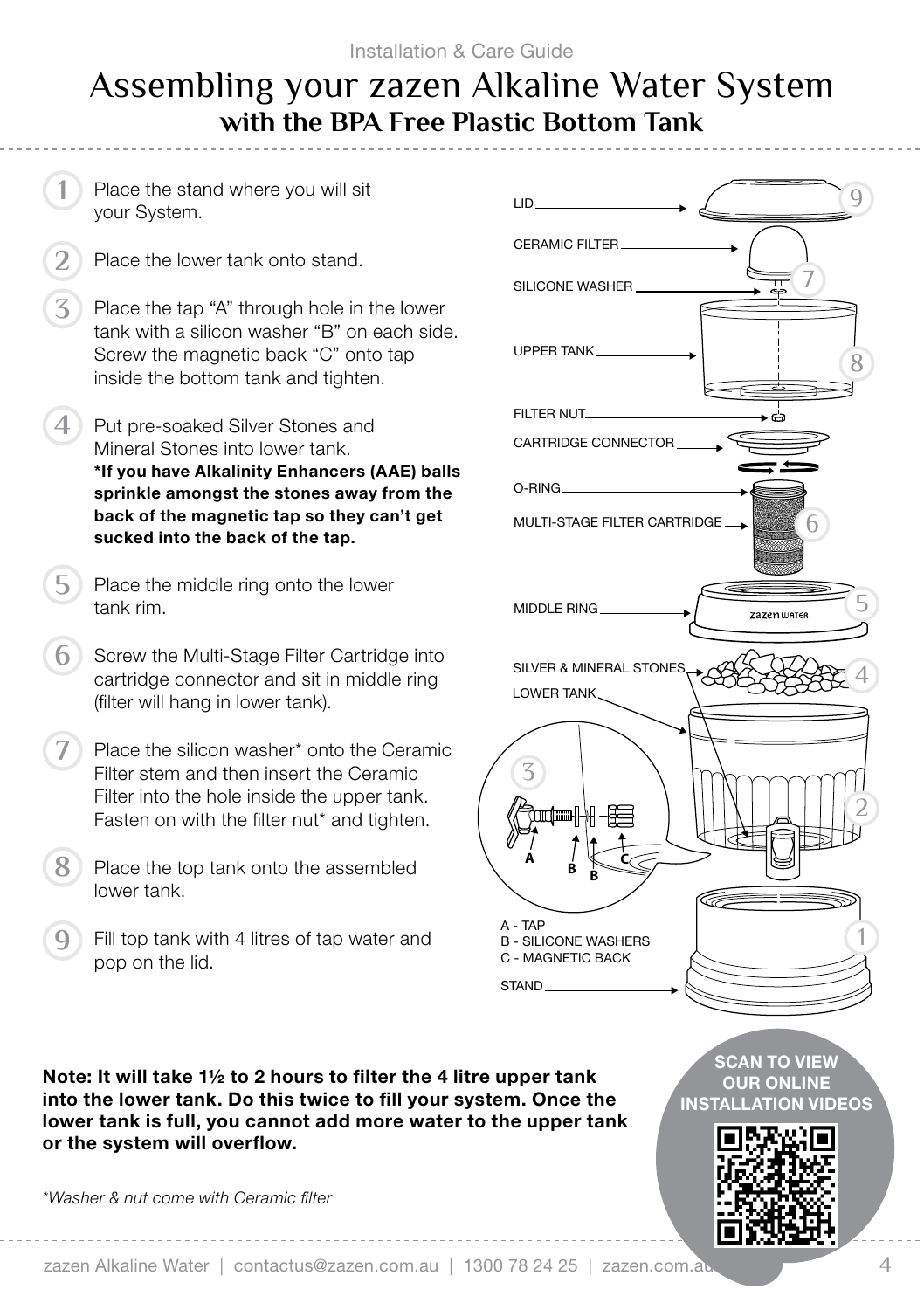Installation & Care Guide

# Assembling your zazen Alkaline Water System

## with the BPA Free Plastic Bottom Tank

1. Place the stand where you will sit your System.
2. Place the lower tank onto stand.
3. Place the tap "A" through hole in the lower tank with a silicon washer "B" on each side. Screw the magnetic back "C" onto tap inside the bottom tank and tighten.
4. Put pre-soaked Silver Stones and Mineral Stones into lower tank.
   **\*If you have Alkalinity Enhancers (AAE) balls sprinkle amongst the stones away from the back of the magnetic tap so they can't get sucked into the back of the tap.**
5. Place the middle ring onto the lower tank rim.
6. Screw the Multi-Stage Filter Cartridge into cartridge connector and sit in middle ring (filter will hang in lower tank).
7. Place the silicon washer* onto the Ceramic Filter stem and then insert the Ceramic Filter into the hole inside the upper tank. Fasten on with the filter nut* and tighten.
8. Place the top tank onto the assembled lower tank.
9. Fill top tank with 4 litres of tap water and pop on the lid.

LID — 9
CERAMIC FILTER
SILICONE WASHER — 7
UPPER TANK — 8
FILTER NUT
CARTRIDGE CONNECTOR
O-RING
MULTI-STAGE FILTER CARTRIDGE — 6
MIDDLE RING — 5
SILVER & MINERAL STONES — 4
LOWER TANK — 2
STAND — 1

3

A - TAP
B - SILICONE WASHERS
C - MAGNETIC BACK

**Note: It will take 1½ to 2 hours to filter the 4 litre upper tank into the lower tank. Do this twice to fill your system. Once the lower tank is full, you cannot add more water to the upper tank or the system will overflow.**

*\*Washer & nut come with Ceramic filter*

**SCAN TO VIEW OUR ONLINE INSTALLATION VIDEOS**

zazen Alkaline Water | contactus@zazen.com.au | 1300 78 24 25 | zazen.com.au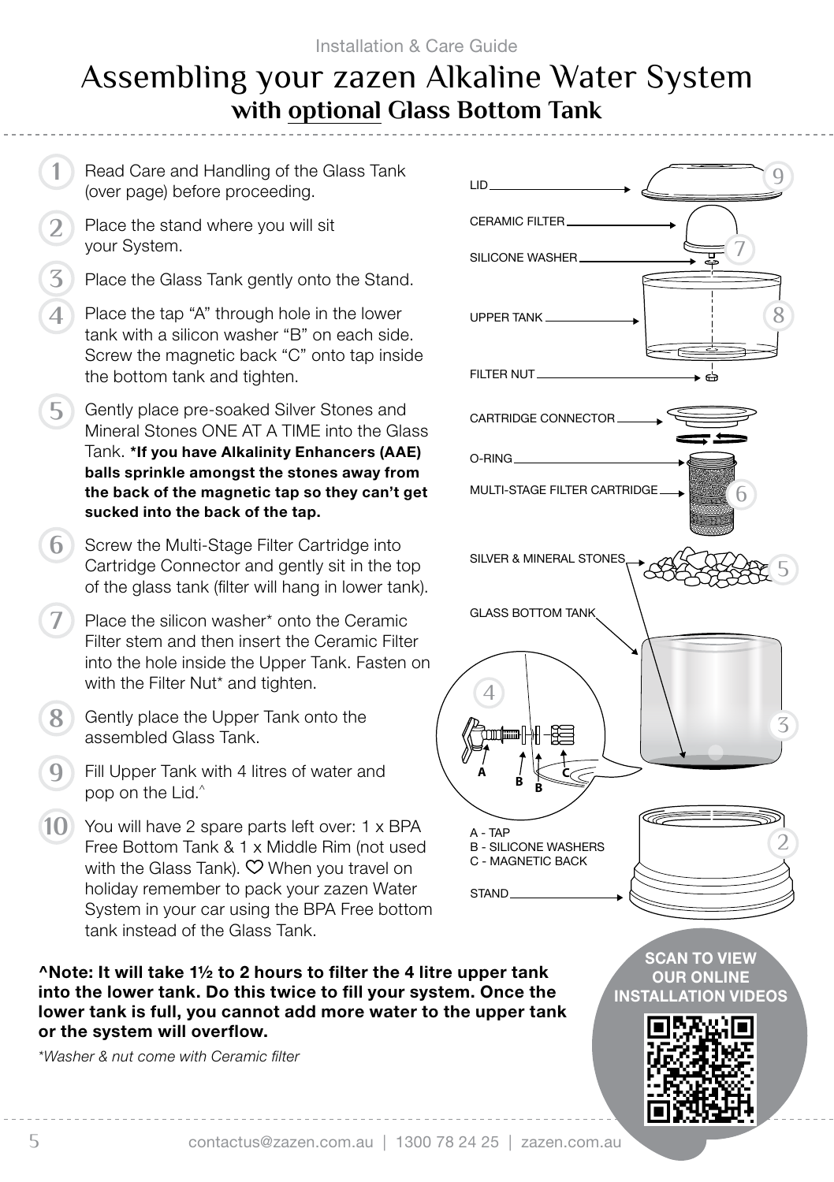Installation & Care Guide

# Assembling your zazen Alkaline Water System
## with optional Glass Bottom Tank

1. Read Care and Handling of the Glass Tank (over page) before proceeding.
2. Place the stand where you will sit your System.
3. Place the Glass Tank gently onto the Stand.
4. Place the tap "A" through hole in the lower tank with a silicon washer "B" on each side. Screw the magnetic back "C" onto tap inside the bottom tank and tighten.
5. Gently place pre-soaked Silver Stones and Mineral Stones ONE AT A TIME into the Glass Tank. **\*If you have Alkalinity Enhancers (AAE) balls sprinkle amongst the stones away from the back of the magnetic tap so they can't get sucked into the back of the tap.**
6. Screw the Multi-Stage Filter Cartridge into Cartridge Connector and gently sit in the top of the glass tank (filter will hang in lower tank).
7. Place the silicon washer* onto the Ceramic Filter stem and then insert the Ceramic Filter into the hole inside the Upper Tank. Fasten on with the Filter Nut* and tighten.
8. Gently place the Upper Tank onto the assembled Glass Tank.
9. Fill Upper Tank with 4 litres of water and pop on the Lid.^
10. You will have 2 spare parts left over: 1 x BPA Free Bottom Tank & 1 x Middle Rim (not used with the Glass Tank). ♡ When you travel on holiday remember to pack your zazen Water System in your car using the BPA Free bottom tank instead of the Glass Tank.

LID (9)
CERAMIC FILTER (7)
SILICONE WASHER
UPPER TANK (8)
FILTER NUT
CARTRIDGE CONNECTOR
O-RING
MULTI-STAGE FILTER CARTRIDGE (6)
SILVER & MINERAL STONES (5)
GLASS BOTTOM TANK (3)
(4)
A - TAP
B - SILICONE WASHERS
C - MAGNETIC BACK
STAND (2)

**^Note: It will take 1½ to 2 hours to filter the 4 litre upper tank into the lower tank. Do this twice to fill your system. Once the lower tank is full, you cannot add more water to the upper tank or the system will overflow.**

*\*Washer & nut come with Ceramic filter*

**SCAN TO VIEW OUR ONLINE INSTALLATION VIDEOS**

contactus@zazen.com.au | 1300 78 24 25 | zazen.com.au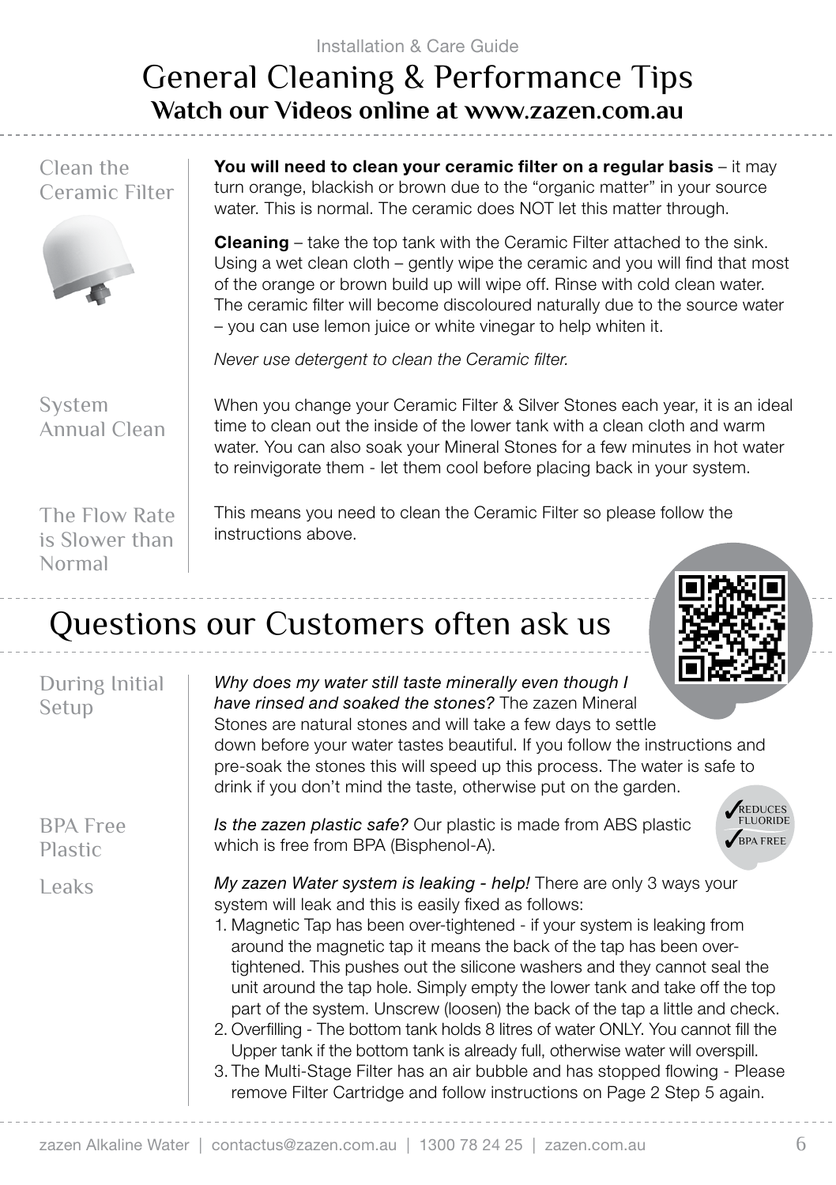Installation & Care Guide

# General Cleaning & Performance Tips

## Watch our Videos online at www.zazen.com.au

### Clean the Ceramic Filter

**You will need to clean your ceramic filter on a regular basis** – it may turn orange, blackish or brown due to the "organic matter" in your source water. This is normal. The ceramic does NOT let this matter through.

**Cleaning** – take the top tank with the Ceramic Filter attached to the sink. Using a wet clean cloth – gently wipe the ceramic and you will find that most of the orange or brown build up will wipe off. Rinse with cold clean water. The ceramic filter will become discoloured naturally due to the source water – you can use lemon juice or white vinegar to help whiten it.

*Never use detergent to clean the Ceramic filter.*

### System Annual Clean

When you change your Ceramic Filter & Silver Stones each year, it is an ideal time to clean out the inside of the lower tank with a clean cloth and warm water. You can also soak your Mineral Stones for a few minutes in hot water to reinvigorate them - let them cool before placing back in your system.

### The Flow Rate is Slower than Normal

This means you need to clean the Ceramic Filter so please follow the instructions above.

# Questions our Customers often ask us

### During Initial Setup

*Why does my water still taste minerally even though I have rinsed and soaked the stones?* The zazen Mineral Stones are natural stones and will take a few days to settle down before your water tastes beautiful. If you follow the instructions and pre-soak the stones this will speed up this process. The water is safe to drink if you don't mind the taste, otherwise put on the garden.

### BPA Free Plastic

*Is the zazen plastic safe?* Our plastic is made from ABS plastic which is free from BPA (Bisphenol-A).

✓ REDUCES FLUORIDE
✓ BPA FREE

### Leaks

*My zazen Water system is leaking - help!* There are only 3 ways your system will leak and this is easily fixed as follows:

1. Magnetic Tap has been over-tightened - if your system is leaking from around the magnetic tap it means the back of the tap has been over-tightened. This pushes out the silicone washers and they cannot seal the unit around the tap hole. Simply empty the lower tank and take off the top part of the system. Unscrew (loosen) the back of the tap a little and check.
2. Overfilling - The bottom tank holds 8 litres of water ONLY. You cannot fill the Upper tank if the bottom tank is already full, otherwise water will overspill.
3. The Multi-Stage Filter has an air bubble and has stopped flowing - Please remove Filter Cartridge and follow instructions on Page 2 Step 5 again.

zazen Alkaline Water | contactus@zazen.com.au | 1300 78 24 25 | zazen.com.au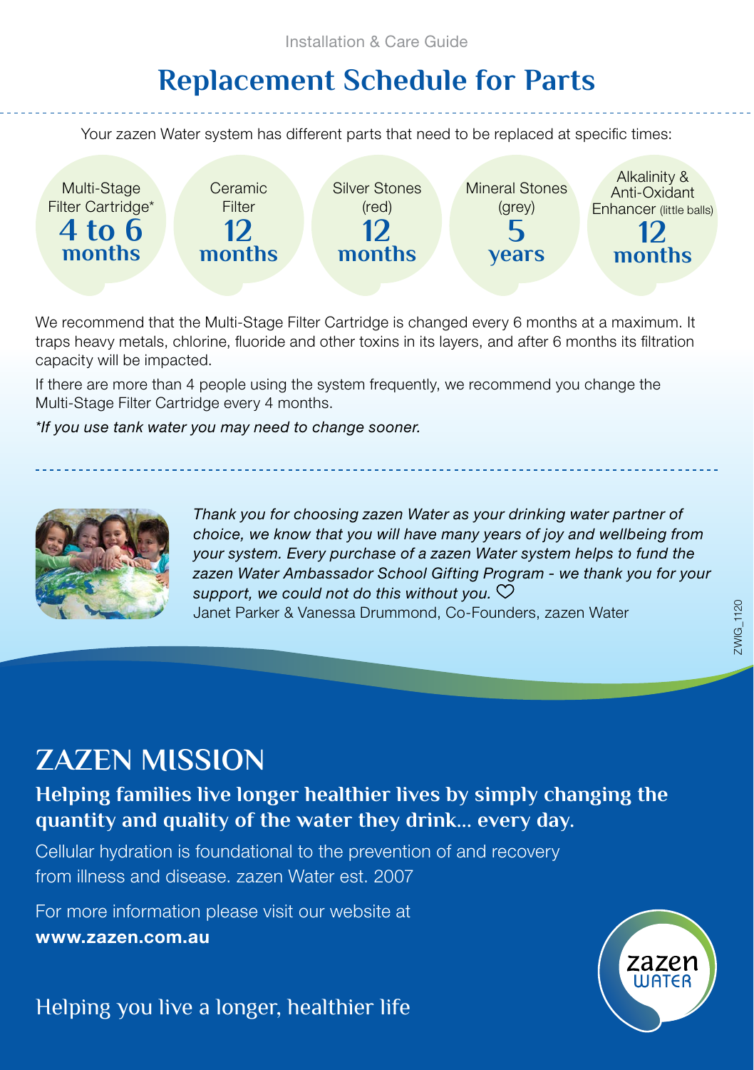# Replacement Schedule for Parts

Your zazen Water system has different parts that need to be replaced at specific times:

| | |
|---|---|
| Multi-Stage Filter Cartridge* | **4 to 6 months** |
| Ceramic Filter | **12 months** |
| Silver Stones (red) | **12 months** |
| Mineral Stones (grey) | **5 years** |
| Alkalinity & Anti-Oxidant Enhancer (little balls) | **12 months** |

We recommend that the Multi-Stage Filter Cartridge is changed every 6 months at a maximum. It traps heavy metals, chlorine, fluoride and other toxins in its layers, and after 6 months its filtration capacity will be impacted.

If there are more than 4 people using the system frequently, we recommend you change the Multi-Stage Filter Cartridge every 4 months.

*\*If you use tank water you may need to change sooner.*

*Thank you for choosing zazen Water as your drinking water partner of choice, we know that you will have many years of joy and wellbeing from your system. Every purchase of a zazen Water system helps to fund the zazen Water Ambassador School Gifting Program - we thank you for your support, we could not do this without you.* ♡

Janet Parker & Vanessa Drummond, Co-Founders, zazen Water

ZWIG_1120

## ZAZEN MISSION

**Helping families live longer healthier lives by simply changing the quantity and quality of the water they drink... every day.**

Cellular hydration is foundational to the prevention of and recovery from illness and disease. zazen Water est. 2007

For more information please visit our website at
**www.zazen.com.au**

Helping you live a longer, healthier life

zazen WATER